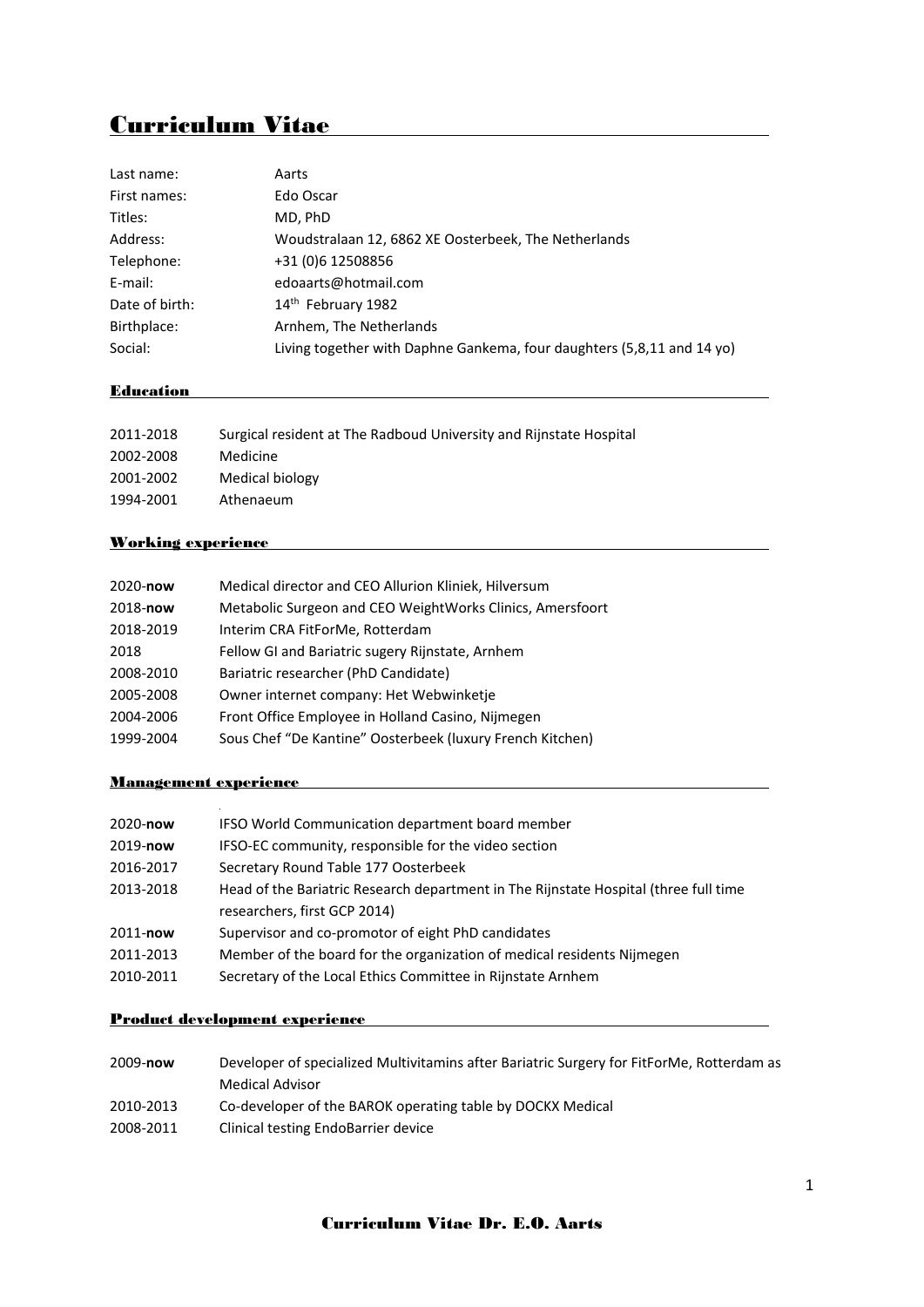# Curriculum Vitae

| | |
|---|---|
| Last name: | Aarts |
| First names: | Edo Oscar |
| Titles: | MD, PhD |
| Address: | Woudstralaan 12, 6862 XE Oosterbeek, The Netherlands |
| Telephone: | +31 (0)6 12508856 |
| E-mail: | edoaarts@hotmail.com |
| Date of birth: | 14th February 1982 |
| Birthplace: | Arnhem, The Netherlands |
| Social: | Living together with Daphne Gankema, four daughters (5,8,11 and 14 yo) |

## Education

| | |
|---|---|
| 2011-2018 | Surgical resident at The Radboud University and Rijnstate Hospital |
| 2002-2008 | Medicine |
| 2001-2002 | Medical biology |
| 1994-2001 | Athenaeum |

## Working experience

| | |
|---|---|
| 2020-**now** | Medical director and CEO Allurion Kliniek, Hilversum |
| 2018-**now** | Metabolic Surgeon and CEO WeightWorks Clinics, Amersfoort |
| 2018-2019 | Interim CRA FitForMe, Rotterdam |
| 2018 | Fellow GI and Bariatric sugery Rijnstate, Arnhem |
| 2008-2010 | Bariatric researcher (PhD Candidate) |
| 2005-2008 | Owner internet company: Het Webwinketje |
| 2004-2006 | Front Office Employee in Holland Casino, Nijmegen |
| 1999-2004 | Sous Chef "De Kantine" Oosterbeek (luxury French Kitchen) |

## Management experience

| | |
|---|---|
| 2020-**now** | IFSO World Communication department board member |
| 2019-**now** | IFSO-EC community, responsible for the video section |
| 2016-2017 | Secretary Round Table 177 Oosterbeek |
| 2013-2018 | Head of the Bariatric Research department in The Rijnstate Hospital (three full time researchers, first GCP 2014) |
| 2011-**now** | Supervisor and co-promotor of eight PhD candidates |
| 2011-2013 | Member of the board for the organization of medical residents Nijmegen |
| 2010-2011 | Secretary of the Local Ethics Committee in Rijnstate Arnhem |

## Product development experience

| | |
|---|---|
| 2009-**now** | Developer of specialized Multivitamins after Bariatric Surgery for FitForMe, Rotterdam as Medical Advisor |
| 2010-2013 | Co-developer of the BAROK operating table by DOCKX Medical |
| 2008-2011 | Clinical testing EndoBarrier device |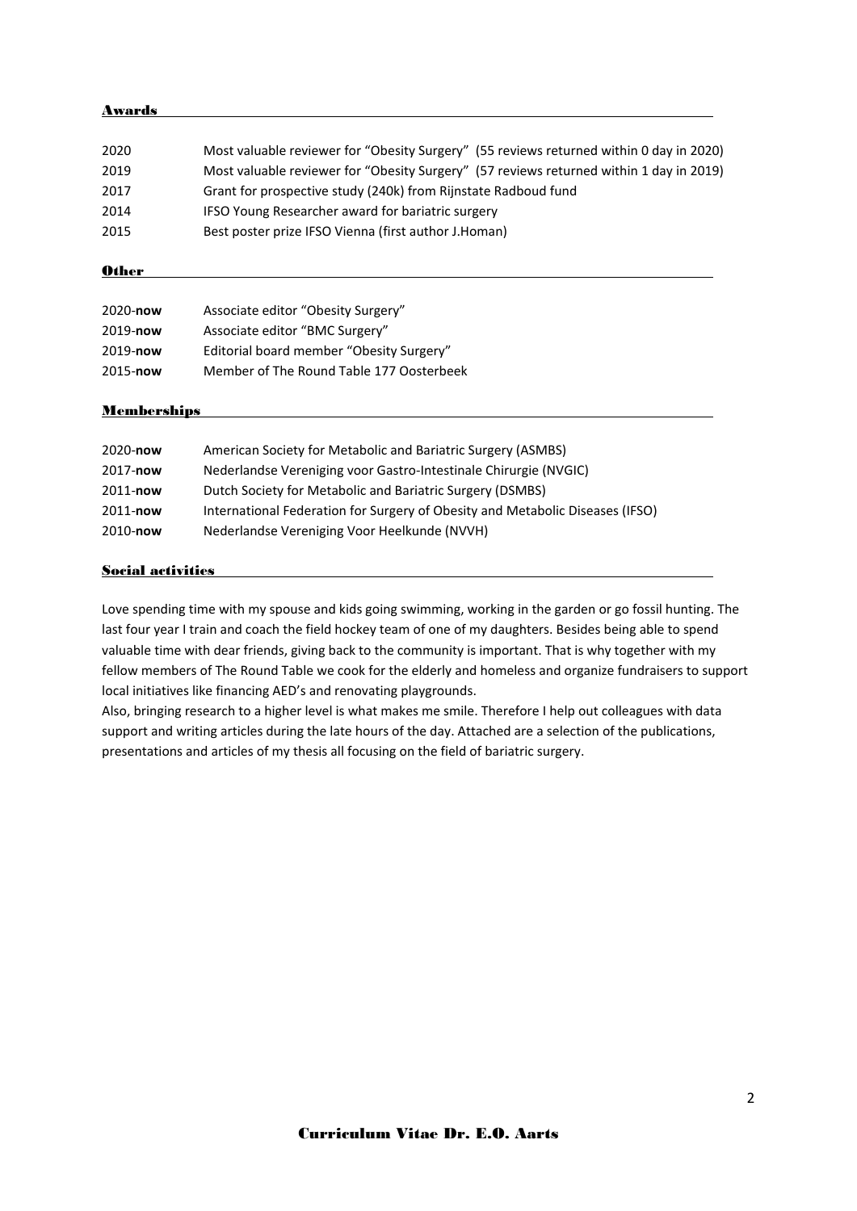## Awards

| | |
|---|---|
| 2020 | Most valuable reviewer for "Obesity Surgery" (55 reviews returned within 0 day in 2020) |
| 2019 | Most valuable reviewer for "Obesity Surgery" (57 reviews returned within 1 day in 2019) |
| 2017 | Grant for prospective study (240k) from Rijnstate Radboud fund |
| 2014 | IFSO Young Researcher award for bariatric surgery |
| 2015 | Best poster prize IFSO Vienna (first author J.Homan) |

## Other

| | |
|---|---|
| 2020-**now** | Associate editor "Obesity Surgery" |
| 2019-**now** | Associate editor "BMC Surgery" |
| 2019-**now** | Editorial board member "Obesity Surgery" |
| 2015-**now** | Member of The Round Table 177 Oosterbeek |

## Memberships

| | |
|---|---|
| 2020-**now** | American Society for Metabolic and Bariatric Surgery (ASMBS) |
| 2017-**now** | Nederlandse Vereniging voor Gastro-Intestinale Chirurgie (NVGIC) |
| 2011-**now** | Dutch Society for Metabolic and Bariatric Surgery (DSMBS) |
| 2011-**now** | International Federation for Surgery of Obesity and Metabolic Diseases (IFSO) |
| 2010-**now** | Nederlandse Vereniging Voor Heelkunde (NVVH) |

## Social activities

Love spending time with my spouse and kids going swimming, working in the garden or go fossil hunting. The last four year I train and coach the field hockey team of one of my daughters. Besides being able to spend valuable time with dear friends, giving back to the community is important. That is why together with my fellow members of The Round Table we cook for the elderly and homeless and organize fundraisers to support local initiatives like financing AED's and renovating playgrounds.

Also, bringing research to a higher level is what makes me smile. Therefore I help out colleagues with data support and writing articles during the late hours of the day. Attached are a selection of the publications, presentations and articles of my thesis all focusing on the field of bariatric surgery.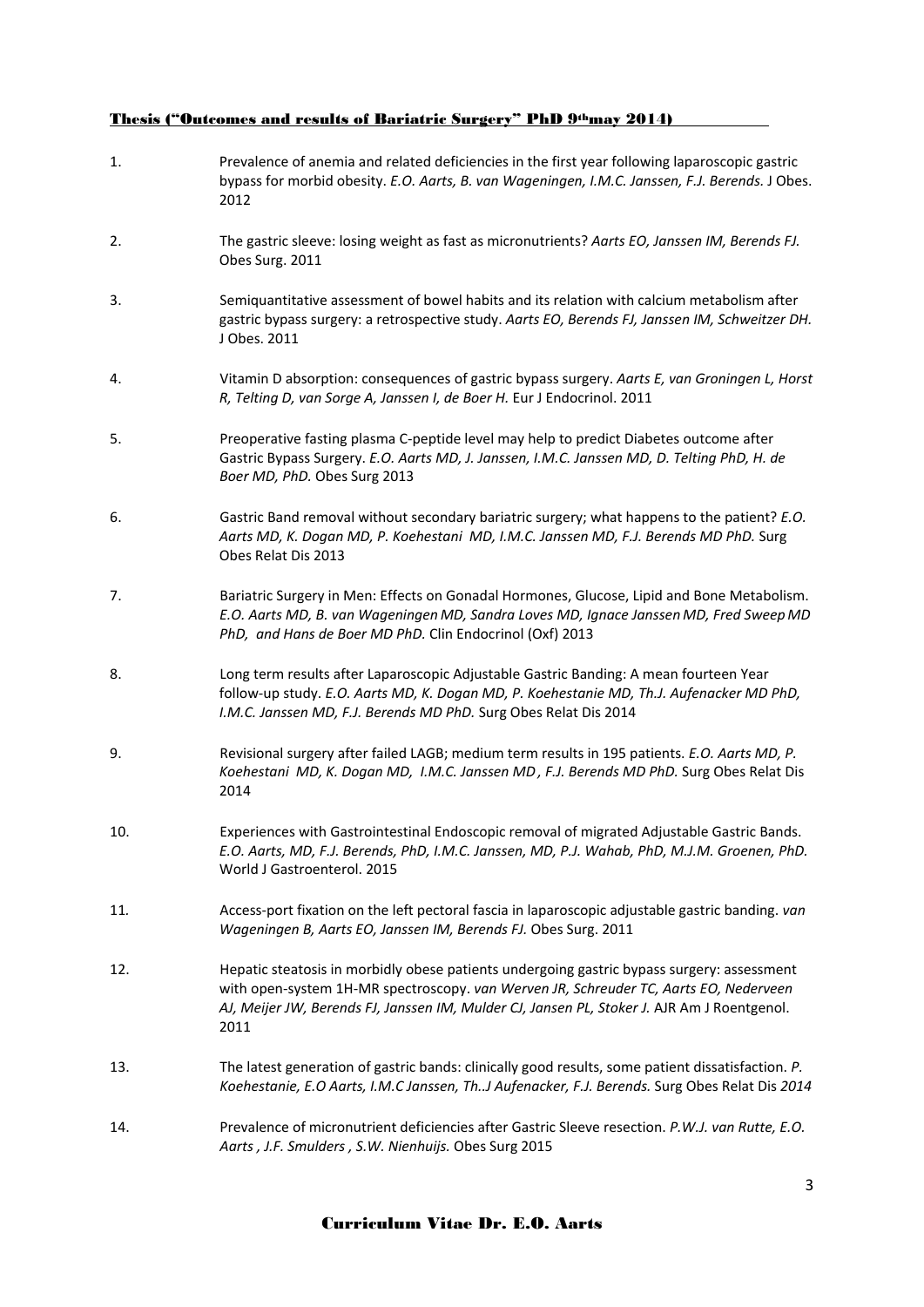**Thesis ("Outcomes and results of Bariatric Surgery" PhD 9th may 2014)**

1. Prevalence of anemia and related deficiencies in the first year following laparoscopic gastric bypass for morbid obesity. *E.O. Aarts, B. van Wageningen, I.M.C. Janssen, F.J. Berends.* J Obes. 2012

2. The gastric sleeve: losing weight as fast as micronutrients? *Aarts EO, Janssen IM, Berends FJ.* Obes Surg. 2011

3. Semiquantitative assessment of bowel habits and its relation with calcium metabolism after gastric bypass surgery: a retrospective study. *Aarts EO, Berends FJ, Janssen IM, Schweitzer DH.* J Obes. 2011

4. Vitamin D absorption: consequences of gastric bypass surgery. *Aarts E, van Groningen L, Horst R, Telting D, van Sorge A, Janssen I, de Boer H.* Eur J Endocrinol. 2011

5. Preoperative fasting plasma C-peptide level may help to predict Diabetes outcome after Gastric Bypass Surgery. *E.O. Aarts MD, J. Janssen, I.M.C. Janssen MD, D. Telting PhD, H. de Boer MD, PhD.* Obes Surg 2013

6. Gastric Band removal without secondary bariatric surgery; what happens to the patient? *E.O. Aarts MD, K. Dogan MD, P. Koehestani MD, I.M.C. Janssen MD, F.J. Berends MD PhD.* Surg Obes Relat Dis 2013

7. Bariatric Surgery in Men: Effects on Gonadal Hormones, Glucose, Lipid and Bone Metabolism. *E.O. Aarts MD, B. van Wageningen MD, Sandra Loves MD, Ignace Janssen MD, Fred Sweep MD PhD, and Hans de Boer MD PhD.* Clin Endocrinol (Oxf) 2013

8. Long term results after Laparoscopic Adjustable Gastric Banding: A mean fourteen Year follow-up study. *E.O. Aarts MD, K. Dogan MD, P. Koehestanie MD, Th.J. Aufenacker MD PhD, I.M.C. Janssen MD, F.J. Berends MD PhD.* Surg Obes Relat Dis 2014

9. Revisional surgery after failed LAGB; medium term results in 195 patients. *E.O. Aarts MD, P. Koehestani MD, K. Dogan MD, I.M.C. Janssen MD , F.J. Berends MD PhD.* Surg Obes Relat Dis 2014

10. Experiences with Gastrointestinal Endoscopic removal of migrated Adjustable Gastric Bands. *E.O. Aarts, MD, F.J. Berends, PhD, I.M.C. Janssen, MD, P.J. Wahab, PhD, M.J.M. Groenen, PhD.* World J Gastroenterol. 2015

11. Access-port fixation on the left pectoral fascia in laparoscopic adjustable gastric banding. *van Wageningen B, Aarts EO, Janssen IM, Berends FJ.* Obes Surg. 2011

12. Hepatic steatosis in morbidly obese patients undergoing gastric bypass surgery: assessment with open-system 1H-MR spectroscopy. *van Werven JR, Schreuder TC, Aarts EO, Nederveen AJ, Meijer JW, Berends FJ, Janssen IM, Mulder CJ, Jansen PL, Stoker J.* AJR Am J Roentgenol. 2011

13. The latest generation of gastric bands: clinically good results, some patient dissatisfaction. *P. Koehestanie, E.O Aarts, I.M.C Janssen, Th..J Aufenacker, F.J. Berends.* Surg Obes Relat Dis *2014*

14. Prevalence of micronutrient deficiencies after Gastric Sleeve resection. *P.W.J. van Rutte, E.O. Aarts , J.F. Smulders , S.W. Nienhuijs.* Obes Surg 2015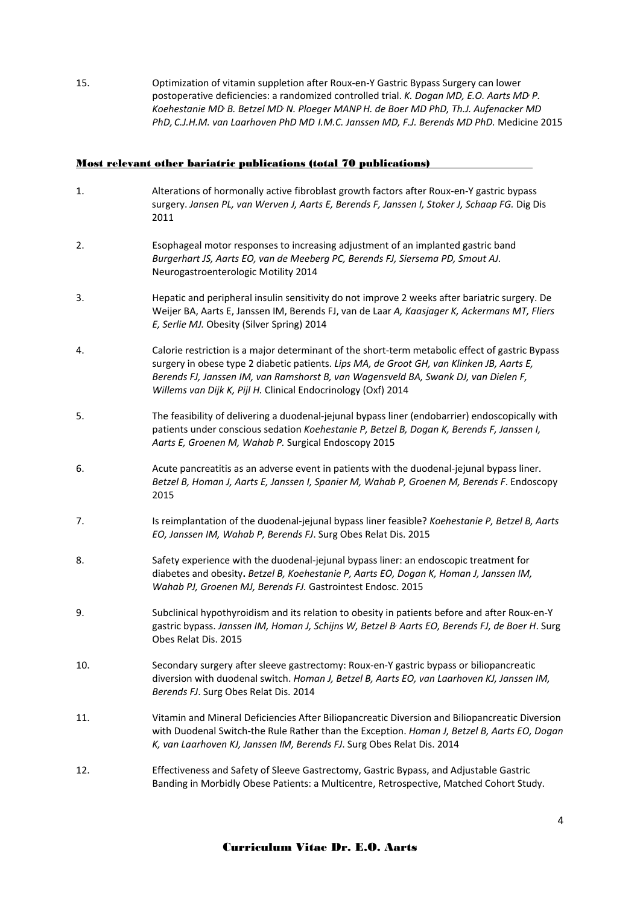15. Optimization of vitamin suppletion after Roux-en-Y Gastric Bypass Surgery can lower postoperative deficiencies: a randomized controlled trial. *K. Dogan MD, E.O. Aarts MD, P. Koehestanie MD, B. Betzel MD, N. Ploeger MANP H. de Boer MD PhD, Th.J. Aufenacker MD PhD, C.J.H.M. van Laarhoven PhD MD I.M.C. Janssen MD, F.J. Berends MD PhD.* Medicine 2015

## Most relevant other bariatric publications (total 70 publications)

1. Alterations of hormonally active fibroblast growth factors after Roux-en-Y gastric bypass surgery. *Jansen PL, van Werven J, Aarts E, Berends F, Janssen I, Stoker J, Schaap FG.* Dig Dis 2011

2. Esophageal motor responses to increasing adjustment of an implanted gastric band *Burgerhart JS, Aarts EO, van de Meeberg PC, Berends FJ, Siersema PD, Smout AJ.* Neurogastroenterologic Motility 2014

3. Hepatic and peripheral insulin sensitivity do not improve 2 weeks after bariatric surgery. De Weijer BA, Aarts E, Janssen IM, Berends FJ, van de Laar *A, Kaasjager K, Ackermans MT, Fliers E, Serlie MJ.* Obesity (Silver Spring) 2014

4. Calorie restriction is a major determinant of the short-term metabolic effect of gastric Bypass surgery in obese type 2 diabetic patients. *Lips MA, de Groot GH, van Klinken JB, Aarts E, Berends FJ, Janssen IM, van Ramshorst B, van Wagensveld BA, Swank DJ, van Dielen F, Willems van Dijk K, Pijl H.* Clinical Endocrinology (Oxf) 2014

5. The feasibility of delivering a duodenal-jejunal bypass liner (endobarrier) endoscopically with patients under conscious sedation *Koehestanie P, Betzel B, Dogan K, Berends F, Janssen I, Aarts E, Groenen M, Wahab P.* Surgical Endoscopy 2015

6. Acute pancreatitis as an adverse event in patients with the duodenal-jejunal bypass liner. *Betzel B, Homan J, Aarts E, Janssen I, Spanier M, Wahab P, Groenen M, Berends F*. Endoscopy 2015

7. Is reimplantation of the duodenal-jejunal bypass liner feasible? *Koehestanie P, Betzel B, Aarts EO, Janssen IM, Wahab P, Berends FJ*. Surg Obes Relat Dis. 2015

8. Safety experience with the duodenal-jejunal bypass liner: an endoscopic treatment for diabetes and obesity**.** *Betzel B, Koehestanie P, Aarts EO, Dogan K, Homan J, Janssen IM, Wahab PJ, Groenen MJ, Berends FJ.* Gastrointest Endosc. 2015

9. Subclinical hypothyroidism and its relation to obesity in patients before and after Roux-en-Y gastric bypass. *Janssen IM, Homan J, Schijns W, Betzel B, Aarts EO, Berends FJ, de Boer H*. Surg Obes Relat Dis. 2015

10. Secondary surgery after sleeve gastrectomy: Roux-en-Y gastric bypass or biliopancreatic diversion with duodenal switch. *Homan J, Betzel B, Aarts EO, van Laarhoven KJ, Janssen IM, Berends FJ*. Surg Obes Relat Dis. 2014

11. Vitamin and Mineral Deficiencies After Biliopancreatic Diversion and Biliopancreatic Diversion with Duodenal Switch-the Rule Rather than the Exception. *Homan J, Betzel B, Aarts EO, Dogan K, van Laarhoven KJ, Janssen IM, Berends FJ*. Surg Obes Relat Dis. 2014

12. Effectiveness and Safety of Sleeve Gastrectomy, Gastric Bypass, and Adjustable Gastric Banding in Morbidly Obese Patients: a Multicentre, Retrospective, Matched Cohort Study.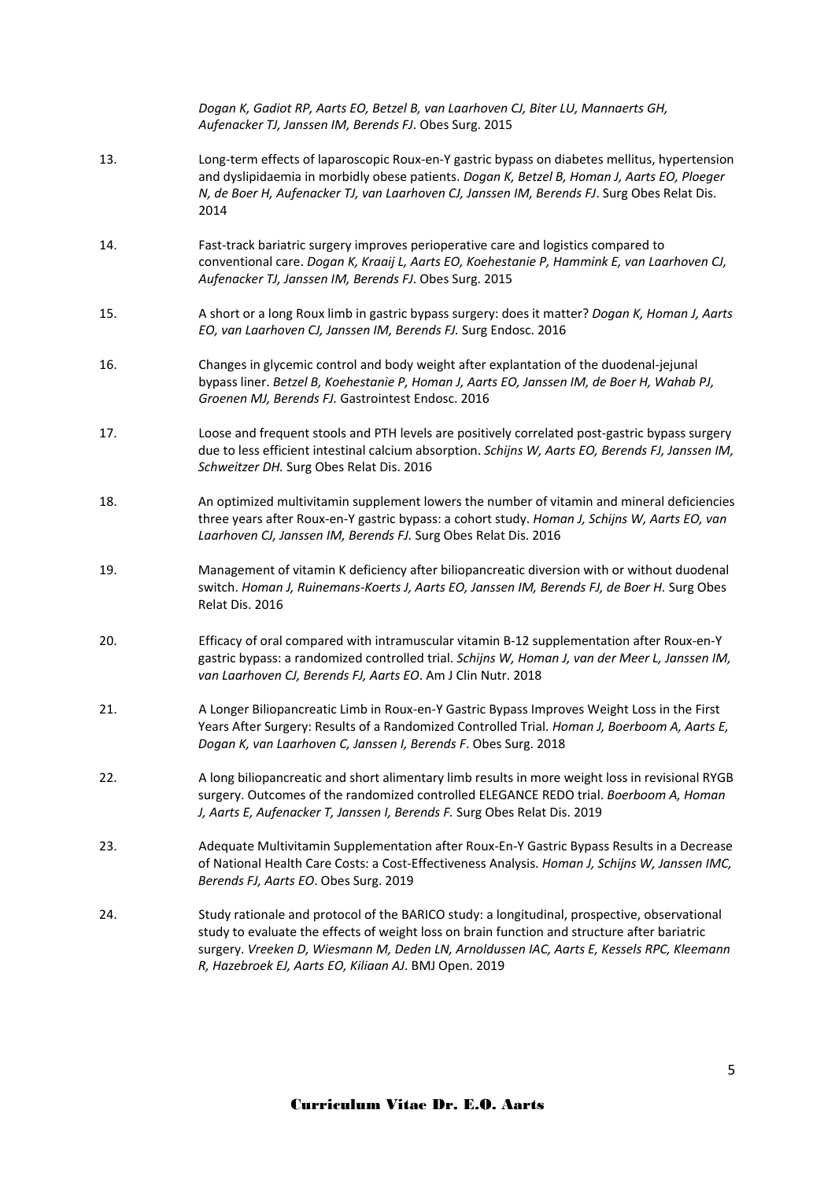*Dogan K, Gadiot RP, Aarts EO, Betzel B, van Laarhoven CJ, Biter LU, Mannaerts GH, Aufenacker TJ, Janssen IM, Berends FJ*. Obes Surg. 2015

13. Long-term effects of laparoscopic Roux-en-Y gastric bypass on diabetes mellitus, hypertension and dyslipidaemia in morbidly obese patients. *Dogan K, Betzel B, Homan J, Aarts EO, Ploeger N, de Boer H, Aufenacker TJ, van Laarhoven CJ, Janssen IM, Berends FJ*. Surg Obes Relat Dis. 2014

14. Fast-track bariatric surgery improves perioperative care and logistics compared to conventional care. *Dogan K, Kraaij L, Aarts EO, Koehestanie P, Hammink E, van Laarhoven CJ, Aufenacker TJ, Janssen IM, Berends FJ*. Obes Surg. 2015

15. A short or a long Roux limb in gastric bypass surgery: does it matter? *Dogan K, Homan J, Aarts EO, van Laarhoven CJ, Janssen IM, Berends FJ.* Surg Endosc. 2016

16. Changes in glycemic control and body weight after explantation of the duodenal-jejunal bypass liner. *Betzel B, Koehestanie P, Homan J, Aarts EO, Janssen IM, de Boer H, Wahab PJ, Groenen MJ, Berends FJ.* Gastrointest Endosc. 2016

17. Loose and frequent stools and PTH levels are positively correlated post-gastric bypass surgery due to less efficient intestinal calcium absorption. *Schijns W, Aarts EO, Berends FJ, Janssen IM, Schweitzer DH.* Surg Obes Relat Dis. 2016

18. An optimized multivitamin supplement lowers the number of vitamin and mineral deficiencies three years after Roux-en-Y gastric bypass: a cohort study. *Homan J, Schijns W, Aarts EO, van Laarhoven CJ, Janssen IM, Berends FJ.* Surg Obes Relat Dis. 2016

19. Management of vitamin K deficiency after biliopancreatic diversion with or without duodenal switch. *Homan J, Ruinemans-Koerts J, Aarts EO, Janssen IM, Berends FJ, de Boer H.* Surg Obes Relat Dis. 2016

20. Efficacy of oral compared with intramuscular vitamin B-12 supplementation after Roux-en-Y gastric bypass: a randomized controlled trial. *Schijns W, Homan J, van der Meer L, Janssen IM, van Laarhoven CJ, Berends FJ, Aarts EO*. Am J Clin Nutr. 2018

21. A Longer Biliopancreatic Limb in Roux-en-Y Gastric Bypass Improves Weight Loss in the First Years After Surgery: Results of a Randomized Controlled Trial. *Homan J, Boerboom A, Aarts E, Dogan K, van Laarhoven C, Janssen I, Berends F*. Obes Surg. 2018

22. A long biliopancreatic and short alimentary limb results in more weight loss in revisional RYGB surgery. Outcomes of the randomized controlled ELEGANCE REDO trial. *Boerboom A, Homan J, Aarts E, Aufenacker T, Janssen I, Berends F.* Surg Obes Relat Dis. 2019

23. Adequate Multivitamin Supplementation after Roux-En-Y Gastric Bypass Results in a Decrease of National Health Care Costs: a Cost-Effectiveness Analysis. *Homan J, Schijns W, Janssen IMC, Berends FJ, Aarts EO*. Obes Surg. 2019

24. Study rationale and protocol of the BARICO study: a longitudinal, prospective, observational study to evaluate the effects of weight loss on brain function and structure after bariatric surgery. *Vreeken D, Wiesmann M, Deden LN, Arnoldussen IAC, Aarts E, Kessels RPC, Kleemann R, Hazebroek EJ, Aarts EO, Kiliaan AJ*. BMJ Open. 2019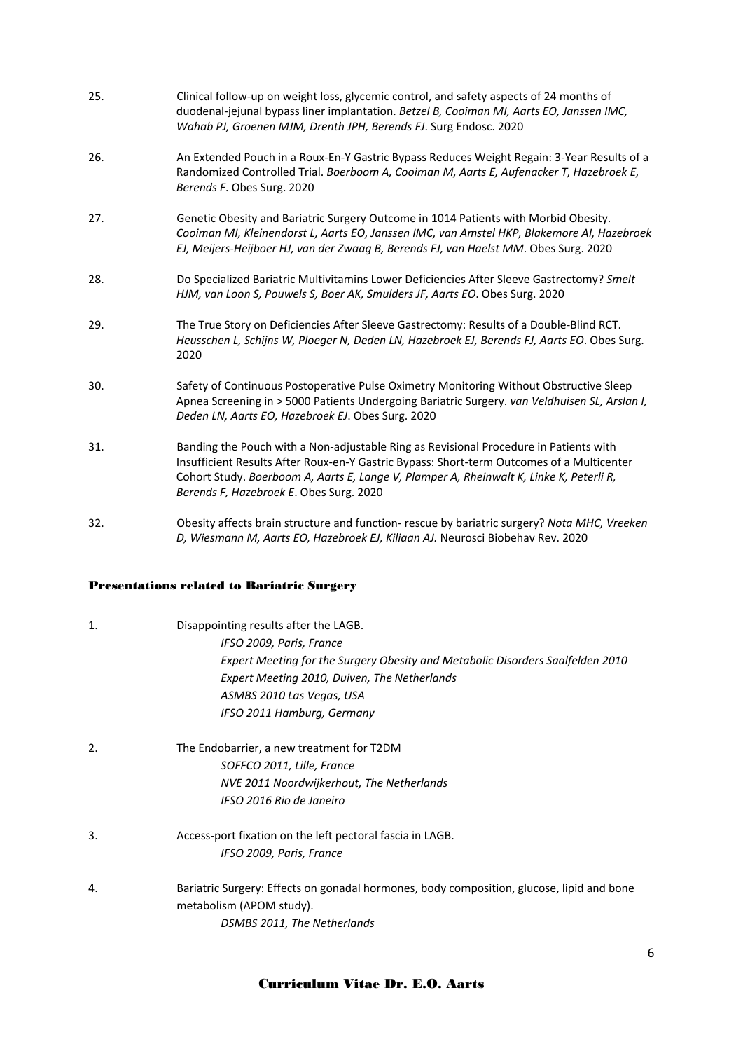25. Clinical follow-up on weight loss, glycemic control, and safety aspects of 24 months of duodenal-jejunal bypass liner implantation. *Betzel B, Cooiman MI, Aarts EO, Janssen IMC, Wahab PJ, Groenen MJM, Drenth JPH, Berends FJ*. Surg Endosc. 2020

26. An Extended Pouch in a Roux-En-Y Gastric Bypass Reduces Weight Regain: 3-Year Results of a Randomized Controlled Trial. *Boerboom A, Cooiman M, Aarts E, Aufenacker T, Hazebroek E, Berends F*. Obes Surg. 2020

27. Genetic Obesity and Bariatric Surgery Outcome in 1014 Patients with Morbid Obesity. *Cooiman MI, Kleinendorst L, Aarts EO, Janssen IMC, van Amstel HKP, Blakemore AI, Hazebroek EJ, Meijers-Heijboer HJ, van der Zwaag B, Berends FJ, van Haelst MM*. Obes Surg. 2020

28. Do Specialized Bariatric Multivitamins Lower Deficiencies After Sleeve Gastrectomy? *Smelt HJM, van Loon S, Pouwels S, Boer AK, Smulders JF, Aarts EO*. Obes Surg. 2020

29. The True Story on Deficiencies After Sleeve Gastrectomy: Results of a Double-Blind RCT. *Heusschen L, Schijns W, Ploeger N, Deden LN, Hazebroek EJ, Berends FJ, Aarts EO*. Obes Surg. 2020

30. Safety of Continuous Postoperative Pulse Oximetry Monitoring Without Obstructive Sleep Apnea Screening in > 5000 Patients Undergoing Bariatric Surgery. *van Veldhuisen SL, Arslan I, Deden LN, Aarts EO, Hazebroek EJ*. Obes Surg. 2020

31. Banding the Pouch with a Non-adjustable Ring as Revisional Procedure in Patients with Insufficient Results After Roux-en-Y Gastric Bypass: Short-term Outcomes of a Multicenter Cohort Study. *Boerboom A, Aarts E, Lange V, Plamper A, Rheinwalt K, Linke K, Peterli R, Berends F, Hazebroek E*. Obes Surg. 2020

32. Obesity affects brain structure and function- rescue by bariatric surgery? *Nota MHC, Vreeken D, Wiesmann M, Aarts EO, Hazebroek EJ, Kiliaan AJ.* Neurosci Biobehav Rev. 2020

## Presentations related to Bariatric Surgery

1. Disappointing results after the LAGB.
   *IFSO 2009, Paris, France*
   *Expert Meeting for the Surgery Obesity and Metabolic Disorders Saalfelden 2010*
   *Expert Meeting 2010, Duiven, The Netherlands*
   *ASMBS 2010 Las Vegas, USA*
   *IFSO 2011 Hamburg, Germany*

2. The Endobarrier, a new treatment for T2DM
   *SOFFCO 2011, Lille, France*
   *NVE 2011 Noordwijkerhout, The Netherlands*
   *IFSO 2016 Rio de Janeiro*

3. Access-port fixation on the left pectoral fascia in LAGB.
   *IFSO 2009, Paris, France*

4. Bariatric Surgery: Effects on gonadal hormones, body composition, glucose, lipid and bone metabolism (APOM study).
   *DSMBS 2011, The Netherlands*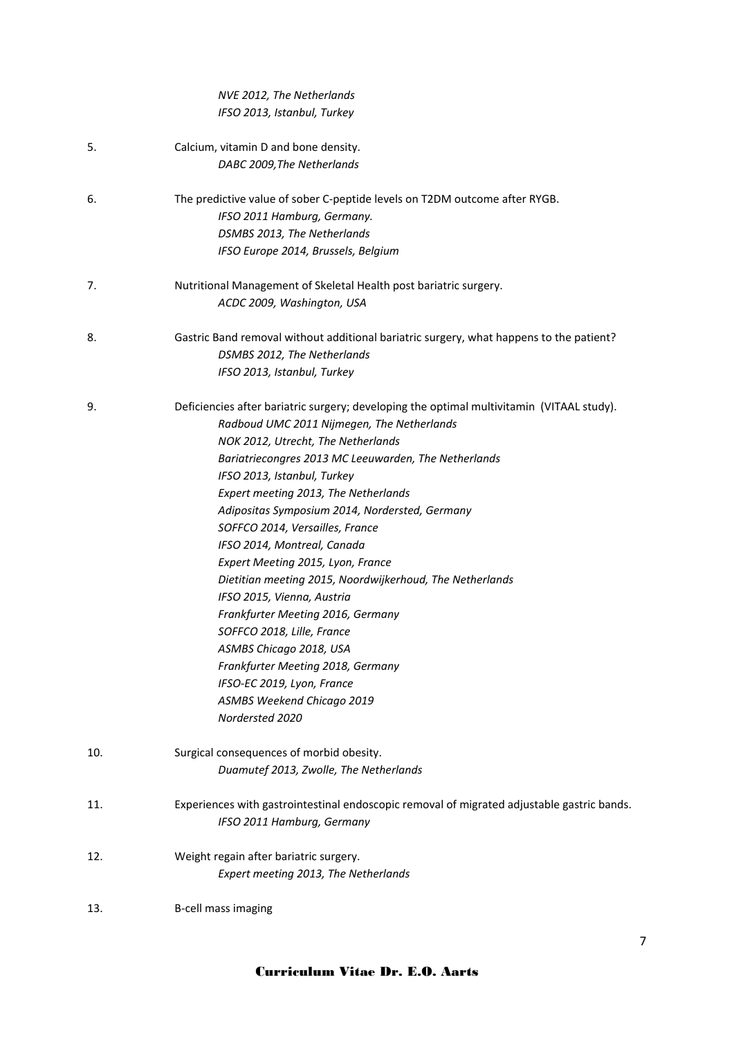*NVE 2012, The Netherlands*
*IFSO 2013, Istanbul, Turkey*

5. Calcium, vitamin D and bone density.
   *DABC 2009,The Netherlands*

6. The predictive value of sober C-peptide levels on T2DM outcome after RYGB.
   *IFSO 2011 Hamburg, Germany.*
   *DSMBS 2013, The Netherlands*
   *IFSO Europe 2014, Brussels, Belgium*

7. Nutritional Management of Skeletal Health post bariatric surgery.
   *ACDC 2009, Washington, USA*

8. Gastric Band removal without additional bariatric surgery, what happens to the patient?
   *DSMBS 2012, The Netherlands*
   *IFSO 2013, Istanbul, Turkey*

9. Deficiencies after bariatric surgery; developing the optimal multivitamin (VITAAL study).
   *Radboud UMC 2011 Nijmegen, The Netherlands*
   *NOK 2012, Utrecht, The Netherlands*
   *Bariatriecongres 2013 MC Leeuwarden, The Netherlands*
   *IFSO 2013, Istanbul, Turkey*
   *Expert meeting 2013, The Netherlands*
   *Adipositas Symposium 2014, Nordersted, Germany*
   *SOFFCO 2014, Versailles, France*
   *IFSO 2014, Montreal, Canada*
   *Expert Meeting 2015, Lyon, France*
   *Dietitian meeting 2015, Noordwijkerhoud, The Netherlands*
   *IFSO 2015, Vienna, Austria*
   *Frankfurter Meeting 2016, Germany*
   *SOFFCO 2018, Lille, France*
   *ASMBS Chicago 2018, USA*
   *Frankfurter Meeting 2018, Germany*
   *IFSO-EC 2019, Lyon, France*
   *ASMBS Weekend Chicago 2019*
   *Nordersted 2020*

10. Surgical consequences of morbid obesity.
    *Duamutef 2013, Zwolle, The Netherlands*

11. Experiences with gastrointestinal endoscopic removal of migrated adjustable gastric bands.
    *IFSO 2011 Hamburg, Germany*

12. Weight regain after bariatric surgery.
    *Expert meeting 2013, The Netherlands*

13. B-cell mass imaging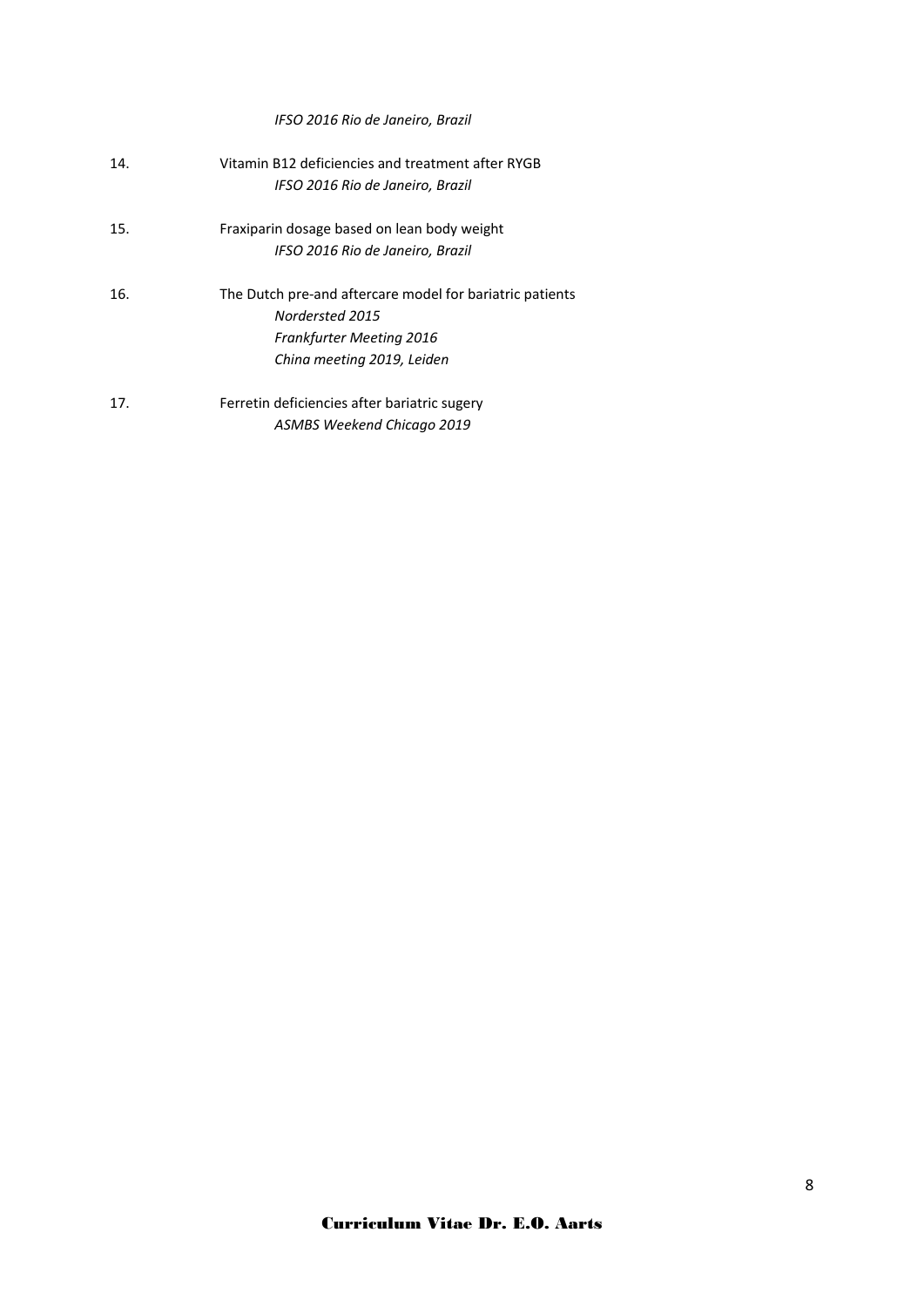*IFSO 2016 Rio de Janeiro, Brazil*

14. Vitamin B12 deficiencies and treatment after RYGB
    *IFSO 2016 Rio de Janeiro, Brazil*

15. Fraxiparin dosage based on lean body weight
    *IFSO 2016 Rio de Janeiro, Brazil*

16. The Dutch pre-and aftercare model for bariatric patients
    *Nordersted 2015*
    *Frankfurter Meeting 2016*
    *China meeting 2019, Leiden*

17. Ferretin deficiencies after bariatric sugery
    *ASMBS Weekend Chicago 2019*